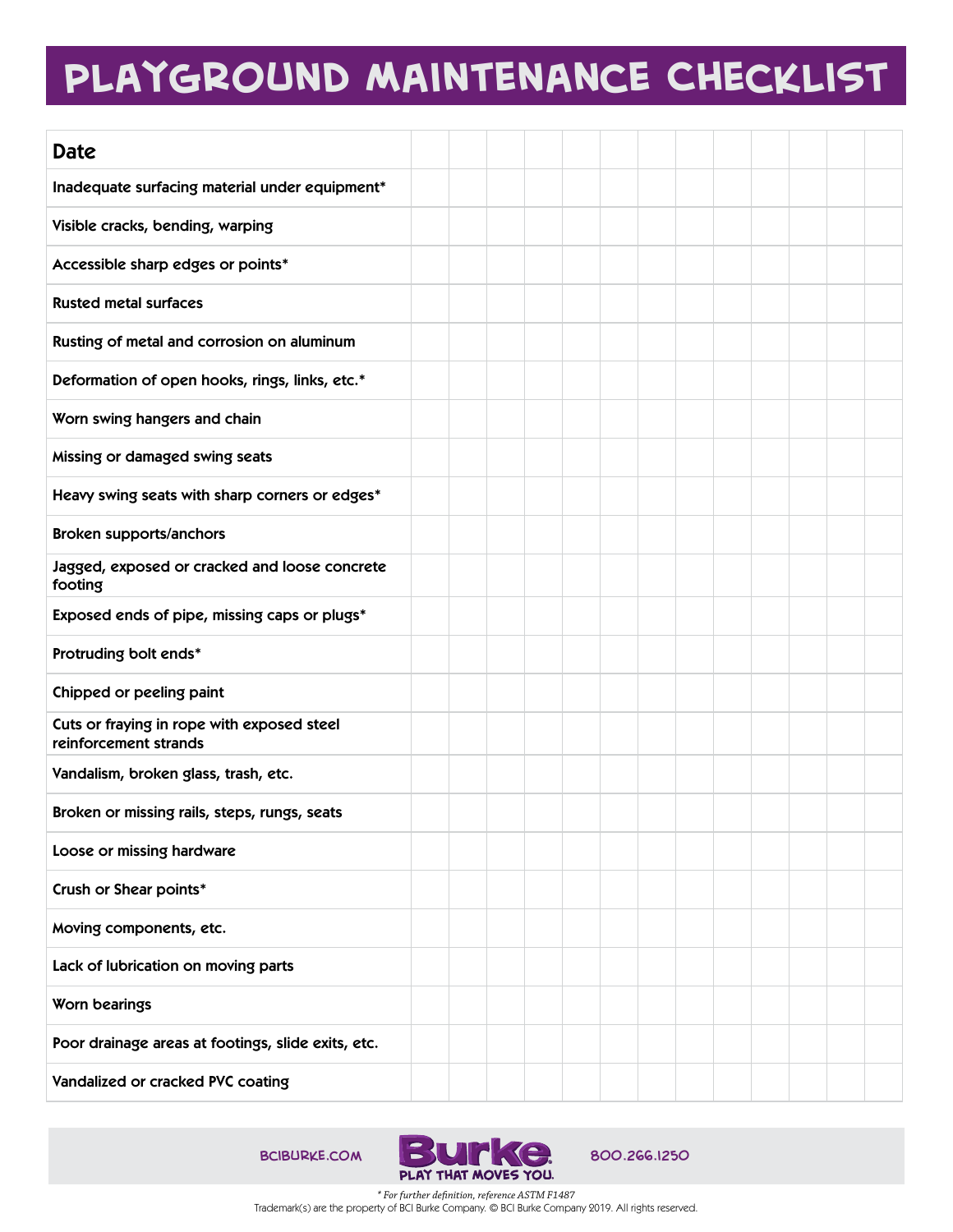# PLAYGROUND MAINTENANCE CHECKLIST

| Date | | | | | | | | | | | | | |
|---|---|---|---|---|---|---|---|---|---|---|---|---|---|
| Inadequate surfacing material under equipment* | | | | | | | | | | | | | |
| Visible cracks, bending, warping | | | | | | | | | | | | | |
| Accessible sharp edges or points* | | | | | | | | | | | | | |
| Rusted metal surfaces | | | | | | | | | | | | | |
| Rusting of metal and corrosion on aluminum | | | | | | | | | | | | | |
| Deformation of open hooks, rings, links, etc.* | | | | | | | | | | | | | |
| Worn swing hangers and chain | | | | | | | | | | | | | |
| Missing or damaged swing seats | | | | | | | | | | | | | |
| Heavy swing seats with sharp corners or edges* | | | | | | | | | | | | | |
| Broken supports/anchors | | | | | | | | | | | | | |
| Jagged, exposed or cracked and loose concrete footing | | | | | | | | | | | | | |
| Exposed ends of pipe, missing caps or plugs* | | | | | | | | | | | | | |
| Protruding bolt ends* | | | | | | | | | | | | | |
| Chipped or peeling paint | | | | | | | | | | | | | |
| Cuts or fraying in rope with exposed steel reinforcement strands | | | | | | | | | | | | | |
| Vandalism, broken glass, trash, etc. | | | | | | | | | | | | | |
| Broken or missing rails, steps, rungs, seats | | | | | | | | | | | | | |
| Loose or missing hardware | | | | | | | | | | | | | |
| Crush or Shear points* | | | | | | | | | | | | | |
| Moving components, etc. | | | | | | | | | | | | | |
| Lack of lubrication on moving parts | | | | | | | | | | | | | |
| Worn bearings | | | | | | | | | | | | | |
| Poor drainage areas at footings, slide exits, etc. | | | | | | | | | | | | | |
| Vandalized or cracked PVC coating | | | | | | | | | | | | | |

BCIBURKE.COM

Burke. PLAY THAT MOVES YOU.

800.266.1250

*\* For further definition, reference ASTM F1487*

Trademark(s) are the property of BCI Burke Company. © BCI Burke Company 2019. All rights reserved.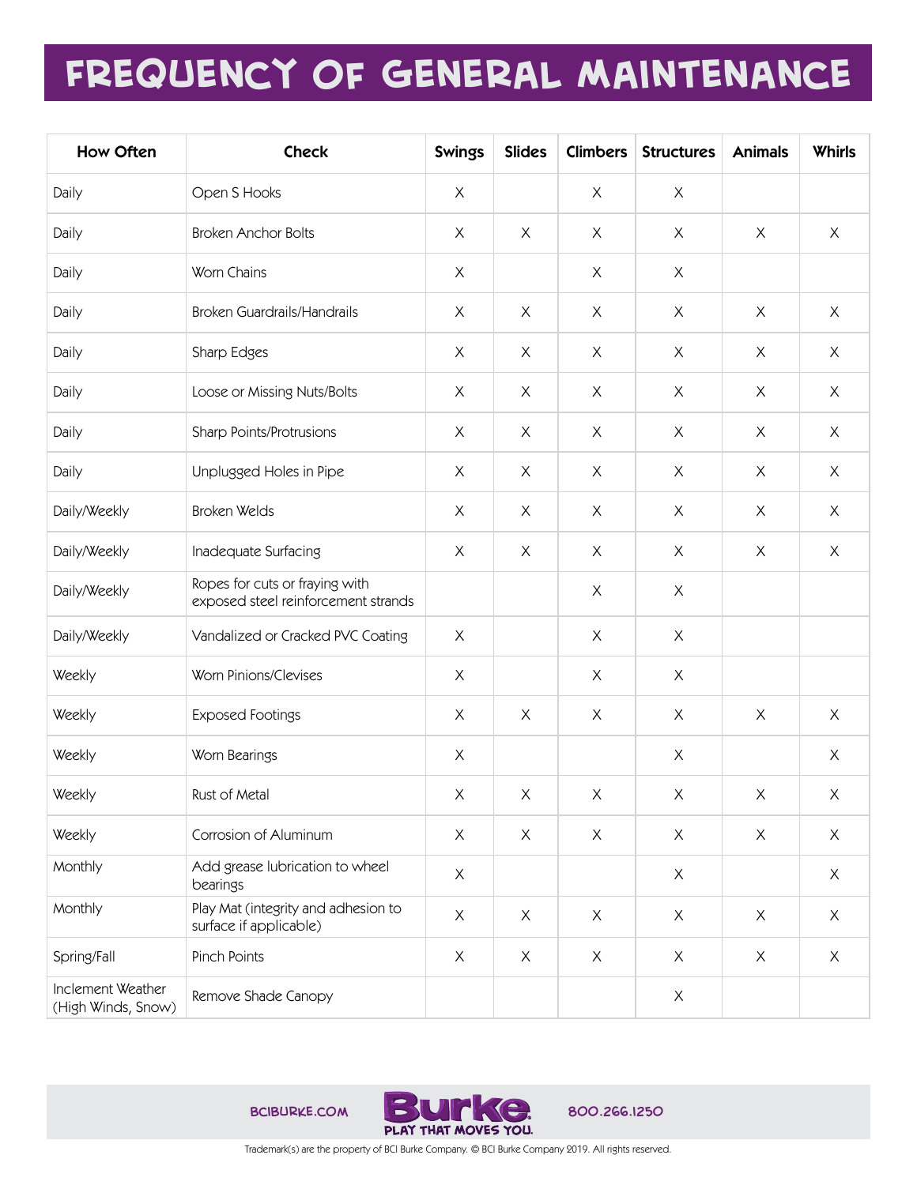# FREQUENCY OF GENERAL MAINTENANCE

| How Often | Check | Swings | Slides | Climbers | Structures | Animals | Whirls |
|---|---|---|---|---|---|---|---|
| Daily | Open S Hooks | X | | X | X | | |
| Daily | Broken Anchor Bolts | X | X | X | X | X | X |
| Daily | Worn Chains | X | | X | X | | |
| Daily | Broken Guardrails/Handrails | X | X | X | X | X | X |
| Daily | Sharp Edges | X | X | X | X | X | X |
| Daily | Loose or Missing Nuts/Bolts | X | X | X | X | X | X |
| Daily | Sharp Points/Protrusions | X | X | X | X | X | X |
| Daily | Unplugged Holes in Pipe | X | X | X | X | X | X |
| Daily/Weekly | Broken Welds | X | X | X | X | X | X |
| Daily/Weekly | Inadequate Surfacing | X | X | X | X | X | X |
| Daily/Weekly | Ropes for cuts or fraying with exposed steel reinforcement strands | | | X | X | | |
| Daily/Weekly | Vandalized or Cracked PVC Coating | X | | X | X | | |
| Weekly | Worn Pinions/Clevises | X | | X | X | | |
| Weekly | Exposed Footings | X | X | X | X | X | X |
| Weekly | Worn Bearings | X | | | X | | X |
| Weekly | Rust of Metal | X | X | X | X | X | X |
| Weekly | Corrosion of Aluminum | X | X | X | X | X | X |
| Monthly | Add grease lubrication to wheel bearings | X | | | X | | X |
| Monthly | Play Mat (integrity and adhesion to surface if applicable) | X | X | X | X | X | X |
| Spring/Fall | Pinch Points | X | X | X | X | X | X |
| Inclement Weather (High Winds, Snow) | Remove Shade Canopy | | | | X | | |

BCIBURKE.COM Burke PLAY THAT MOVES YOU. 800.266.1250

Trademark(s) are the property of BCI Burke Company. © BCI Burke Company 2019. All rights reserved.